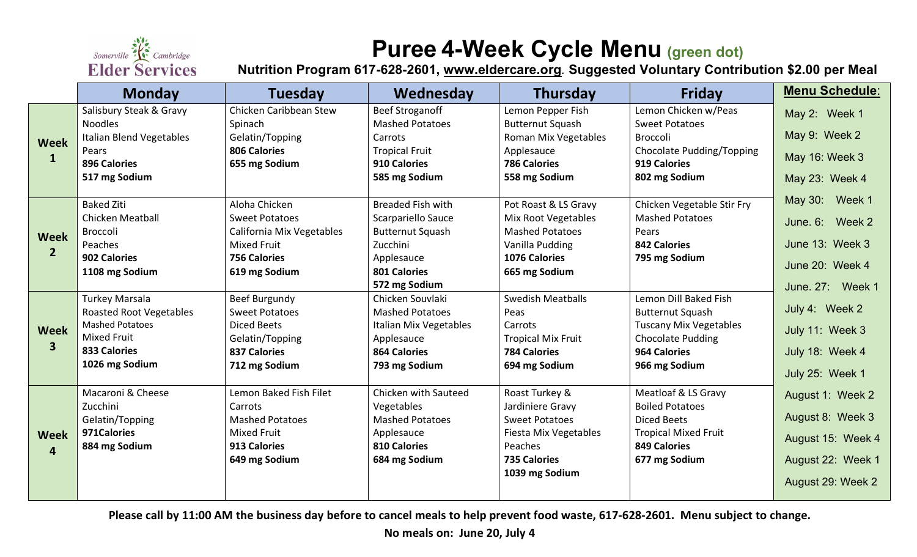Somerville Cambridge **Elder Services**

# Puree 4-Week Cycle Menu (green dot)

**Nutrition Program 617-628-2601, www.eldercare.org. Suggested Voluntary Contribution $2.00 per Meal**

| | Monday | Tuesday | Wednesday | Thursday | Friday |
|---|---|---|---|---|---|
| **Week 1** | Salisbury Steak & Gravy<br>Noodles<br>Italian Blend Vegetables<br>Pears<br>**896 Calories**<br>**517 mg Sodium** | Chicken Caribbean Stew<br>Spinach<br>Gelatin/Topping<br>**806 Calories**<br>**655 mg Sodium** | Beef Stroganoff<br>Mashed Potatoes<br>Carrots<br>Tropical Fruit<br>**910 Calories**<br>**585 mg Sodium** | Lemon Pepper Fish<br>Butternut Squash<br>Roman Mix Vegetables<br>Applesauce<br>**786 Calories**<br>**558 mg Sodium** | Lemon Chicken w/Peas<br>Sweet Potatoes<br>Broccoli<br>Chocolate Pudding/Topping<br>**919 Calories**<br>**802 mg Sodium** |
| **Week 2** | Baked Ziti<br>Chicken Meatball<br>Broccoli<br>Peaches<br>**902 Calories**<br>**1108 mg Sodium** | Aloha Chicken<br>Sweet Potatoes<br>California Mix Vegetables<br>Mixed Fruit<br>**756 Calories**<br>**619 mg Sodium** | Breaded Fish with Scarpariello Sauce<br>Butternut Squash<br>Zucchini<br>Applesauce<br>**801 Calories**<br>**572 mg Sodium** | Pot Roast & LS Gravy<br>Mix Root Vegetables<br>Mashed Potatoes<br>Vanilla Pudding<br>**1076 Calories**<br>**665 mg Sodium** | Chicken Vegetable Stir Fry<br>Mashed Potatoes<br>Pears<br>**842 Calories**<br>**795 mg Sodium** |
| **Week 3** | Turkey Marsala<br>Roasted Root Vegetables<br>Mashed Potatoes<br>Mixed Fruit<br>**833 Calories**<br>**1026 mg Sodium** | Beef Burgundy<br>Sweet Potatoes<br>Diced Beets<br>Gelatin/Topping<br>**837 Calories**<br>**712 mg Sodium** | Chicken Souvlaki<br>Mashed Potatoes<br>Italian Mix Vegetables<br>Applesauce<br>**864 Calories**<br>**793 mg Sodium** | Swedish Meatballs<br>Peas<br>Carrots<br>Tropical Mix Fruit<br>**784 Calories**<br>**694 mg Sodium** | Lemon Dill Baked Fish<br>Butternut Squash<br>Tuscany Mix Vegetables<br>Chocolate Pudding<br>**964 Calories**<br>**966 mg Sodium** |
| **Week 4** | Macaroni & Cheese<br>Zucchini<br>Gelatin/Topping<br>**971Calories**<br>**884 mg Sodium** | Lemon Baked Fish Filet<br>Carrots<br>Mashed Potatoes<br>Mixed Fruit<br>**913 Calories**<br>**649 mg Sodium** | Chicken with Sauteed Vegetables<br>Mashed Potatoes<br>Applesauce<br>**810 Calories**<br>**684 mg Sodium** | Roast Turkey & Jardiniere Gravy<br>Sweet Potatoes<br>Fiesta Mix Vegetables<br>Peaches<br>**735 Calories**<br>**1039 mg Sodium** | Meatloaf & LS Gravy<br>Boiled Potatoes<br>Diced Beets<br>Tropical Mixed Fruit<br>**849 Calories**<br>**677 mg Sodium** |

**Menu Schedule:**

- May 2: Week 1
- May 9: Week 2
- May 16: Week 3
- May 23: Week 4
- May 30: Week 1
- June. 6: Week 2
- June 13: Week 3
- June 20: Week 4
- June. 27: Week 1
- July 4: Week 2
- July 11: Week 3
- July 18: Week 4
- July 25: Week 1
- August 1: Week 2
- August 8: Week 3
- August 15: Week 4
- August 22: Week 1
- August 29: Week 2

**Please call by 11:00 AM the business day before to cancel meals to help prevent food waste, 617-628-2601. Menu subject to change.**

**No meals on: June 20, July 4**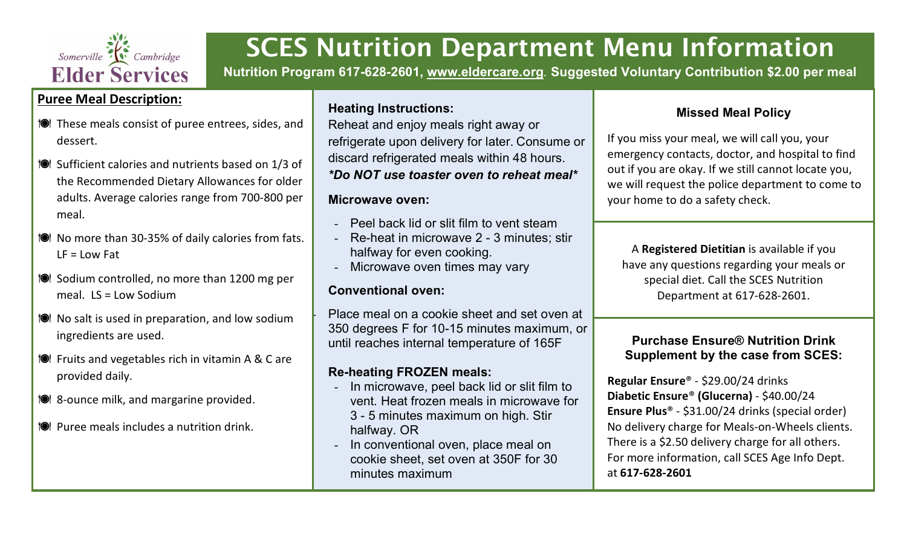Somerville Cambridge **Elder Services**

# SCES Nutrition Department Menu Information

**Nutrition Program 617-628-2601, www.eldercare.org. Suggested Voluntary Contribution $2.00 per meal**

## Puree Meal Description:

- These meals consist of puree entrees, sides, and dessert.
- Sufficient calories and nutrients based on 1/3 of the Recommended Dietary Allowances for older adults. Average calories range from 700-800 per meal.
- No more than 30-35% of daily calories from fats. LF = Low Fat
- Sodium controlled, no more than 1200 mg per meal. LS = Low Sodium
- No salt is used in preparation, and low sodium ingredients are used.
- Fruits and vegetables rich in vitamin A & C are provided daily.
- 8-ounce milk, and margarine provided.
- Puree meals includes a nutrition drink.

## Heating Instructions:

Reheat and enjoy meals right away or refrigerate upon delivery for later. Consume or discard refrigerated meals within 48 hours.
***Do NOT use toaster oven to reheat meal***

### Microwave oven:

- Peel back lid or slit film to vent steam
- Re-heat in microwave 2 - 3 minutes; stir halfway for even cooking.
- Microwave oven times may vary

### Conventional oven:

Place meal on a cookie sheet and set oven at 350 degrees F for 10-15 minutes maximum, or until reaches internal temperature of 165F

### Re-heating FROZEN meals:

- In microwave, peel back lid or slit film to vent. Heat frozen meals in microwave for 3 - 5 minutes maximum on high. Stir halfway. OR
- In conventional oven, place meal on cookie sheet, set oven at 350F for 30 minutes maximum

## Missed Meal Policy

If you miss your meal, we will call you, your emergency contacts, doctor, and hospital to find out if you are okay. If we still cannot locate you, we will request the police department to come to your home to do a safety check.

A **Registered Dietitian** is available if you have any questions regarding your meals or special diet. Call the SCES Nutrition Department at 617-628-2601.

## Purchase Ensure® Nutrition Drink Supplement by the case from SCES:

**Regular Ensure®** - $29.00/24 drinks
**Diabetic Ensure® (Glucerna)** - $40.00/24
**Ensure Plus®** - $31.00/24 drinks (special order)
No delivery charge for Meals-on-Wheels clients. There is a $2.50 delivery charge for all others. For more information, call SCES Age Info Dept. at **617-628-2601**